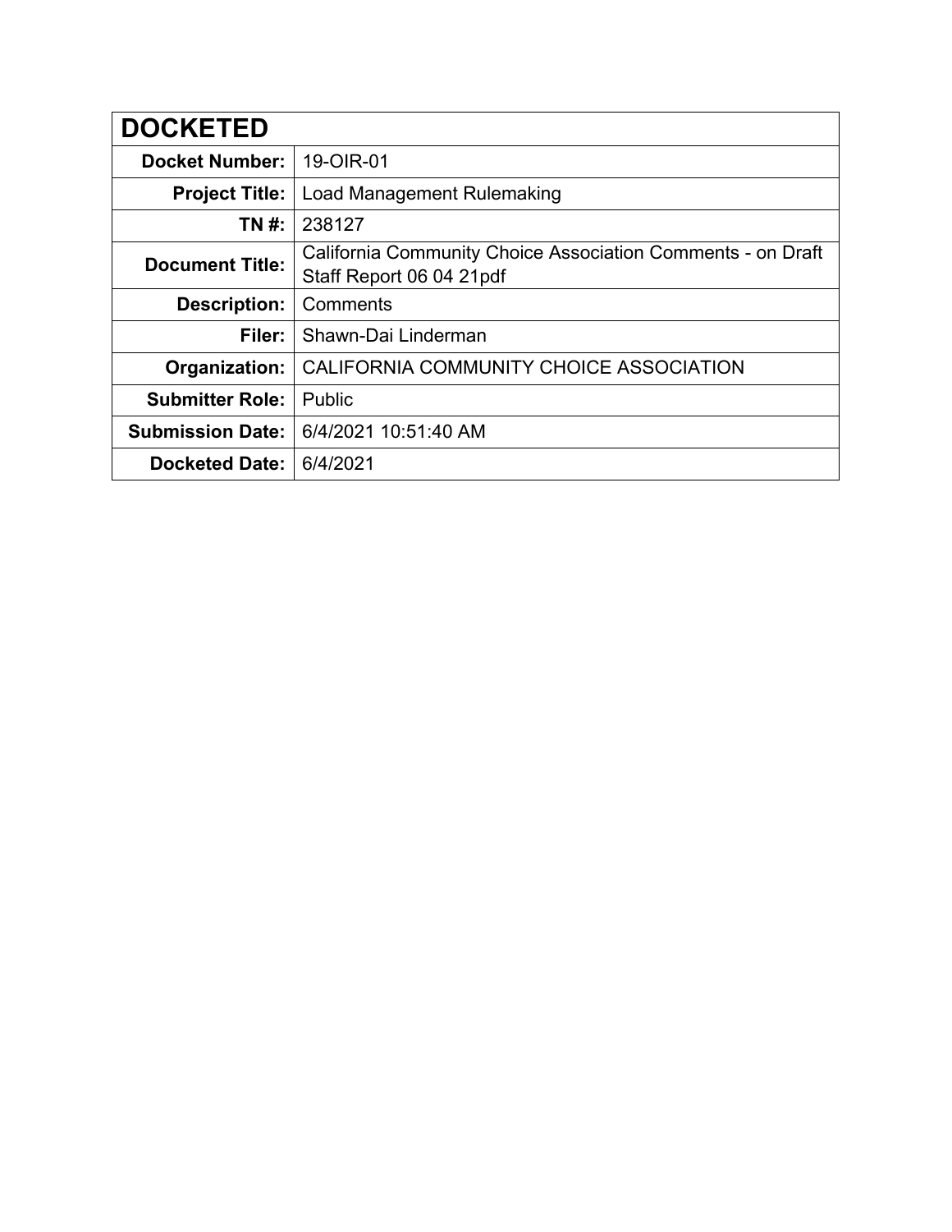| DOCKETED | |
|---|---|
| **Docket Number:** | 19-OIR-01 |
| **Project Title:** | Load Management Rulemaking |
| **TN #:** | 238127 |
| **Document Title:** | California Community Choice Association Comments - on Draft Staff Report 06 04 21pdf |
| **Description:** | Comments |
| **Filer:** | Shawn-Dai Linderman |
| **Organization:** | CALIFORNIA COMMUNITY CHOICE ASSOCIATION |
| **Submitter Role:** | Public |
| **Submission Date:** | 6/4/2021 10:51:40 AM |
| **Docketed Date:** | 6/4/2021 |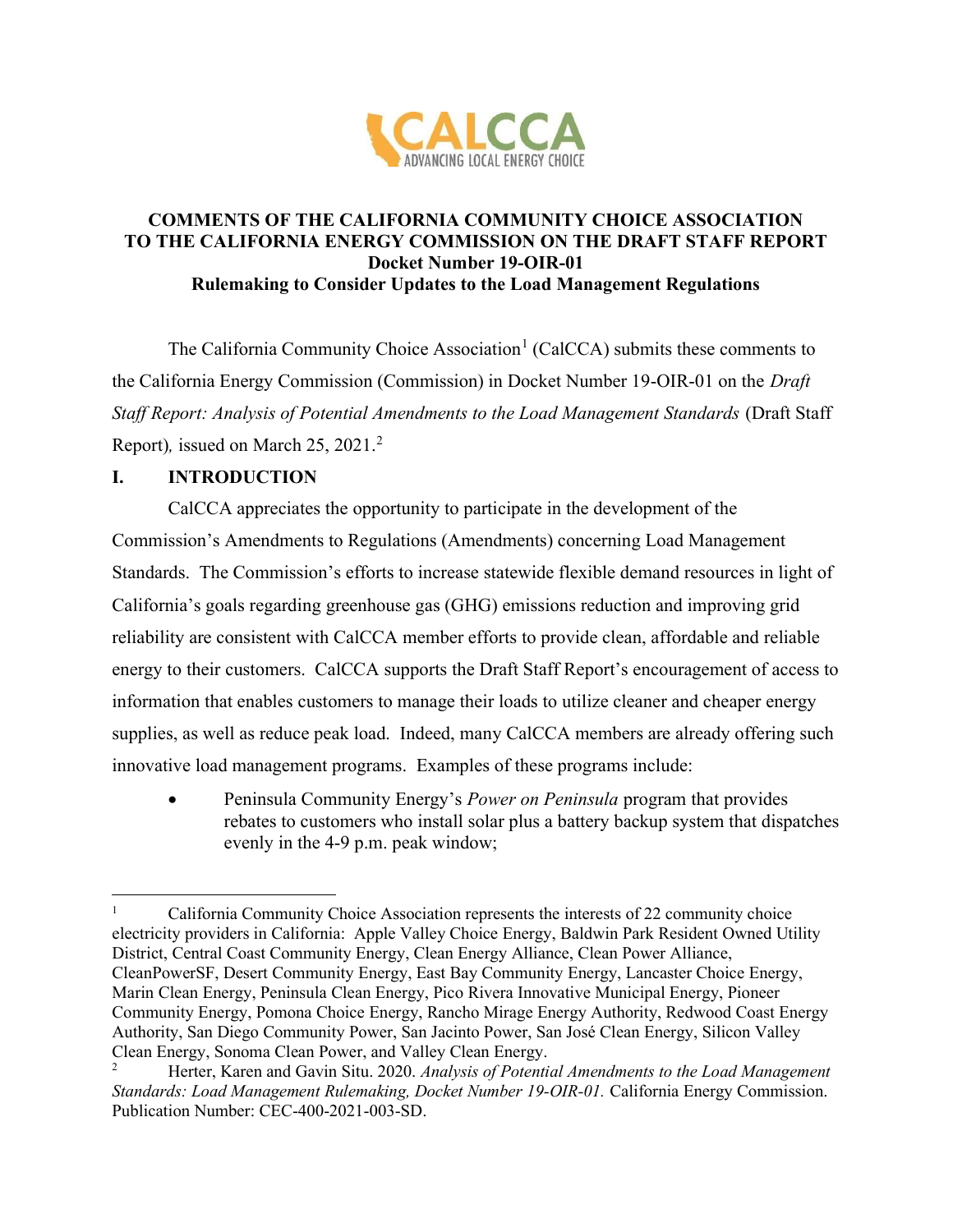# COMMENTS OF THE CALIFORNIA COMMUNITY CHOICE ASSOCIATION TO THE CALIFORNIA ENERGY COMMISSION ON THE DRAFT STAFF REPORT

## Docket Number 19-OIR-01

## Rulemaking to Consider Updates to the Load Management Regulations

The California Community Choice Association[1] (CalCCA) submits these comments to the California Energy Commission (Commission) in Docket Number 19-OIR-01 on the *Draft Staff Report: Analysis of Potential Amendments to the Load Management Standards* (Draft Staff Report)*,* issued on March 25, 2021.[2]

## I. INTRODUCTION

CalCCA appreciates the opportunity to participate in the development of the Commission's Amendments to Regulations (Amendments) concerning Load Management Standards. The Commission's efforts to increase statewide flexible demand resources in light of California's goals regarding greenhouse gas (GHG) emissions reduction and improving grid reliability are consistent with CalCCA member efforts to provide clean, affordable and reliable energy to their customers. CalCCA supports the Draft Staff Report's encouragement of access to information that enables customers to manage their loads to utilize cleaner and cheaper energy supplies, as well as reduce peak load. Indeed, many CalCCA members are already offering such innovative load management programs. Examples of these programs include:

- Peninsula Community Energy's *Power on Peninsula* program that provides rebates to customers who install solar plus a battery backup system that dispatches evenly in the 4-9 p.m. peak window;

---

[1] California Community Choice Association represents the interests of 22 community choice electricity providers in California: Apple Valley Choice Energy, Baldwin Park Resident Owned Utility District, Central Coast Community Energy, Clean Energy Alliance, Clean Power Alliance, CleanPowerSF, Desert Community Energy, East Bay Community Energy, Lancaster Choice Energy, Marin Clean Energy, Peninsula Clean Energy, Pico Rivera Innovative Municipal Energy, Pioneer Community Energy, Pomona Choice Energy, Rancho Mirage Energy Authority, Redwood Coast Energy Authority, San Diego Community Power, San Jacinto Power, San José Clean Energy, Silicon Valley Clean Energy, Sonoma Clean Power, and Valley Clean Energy.

[2] Herter, Karen and Gavin Situ. 2020. *Analysis of Potential Amendments to the Load Management Standards: Load Management Rulemaking, Docket Number 19-OIR-01.* California Energy Commission. Publication Number: CEC-400-2021-003-SD.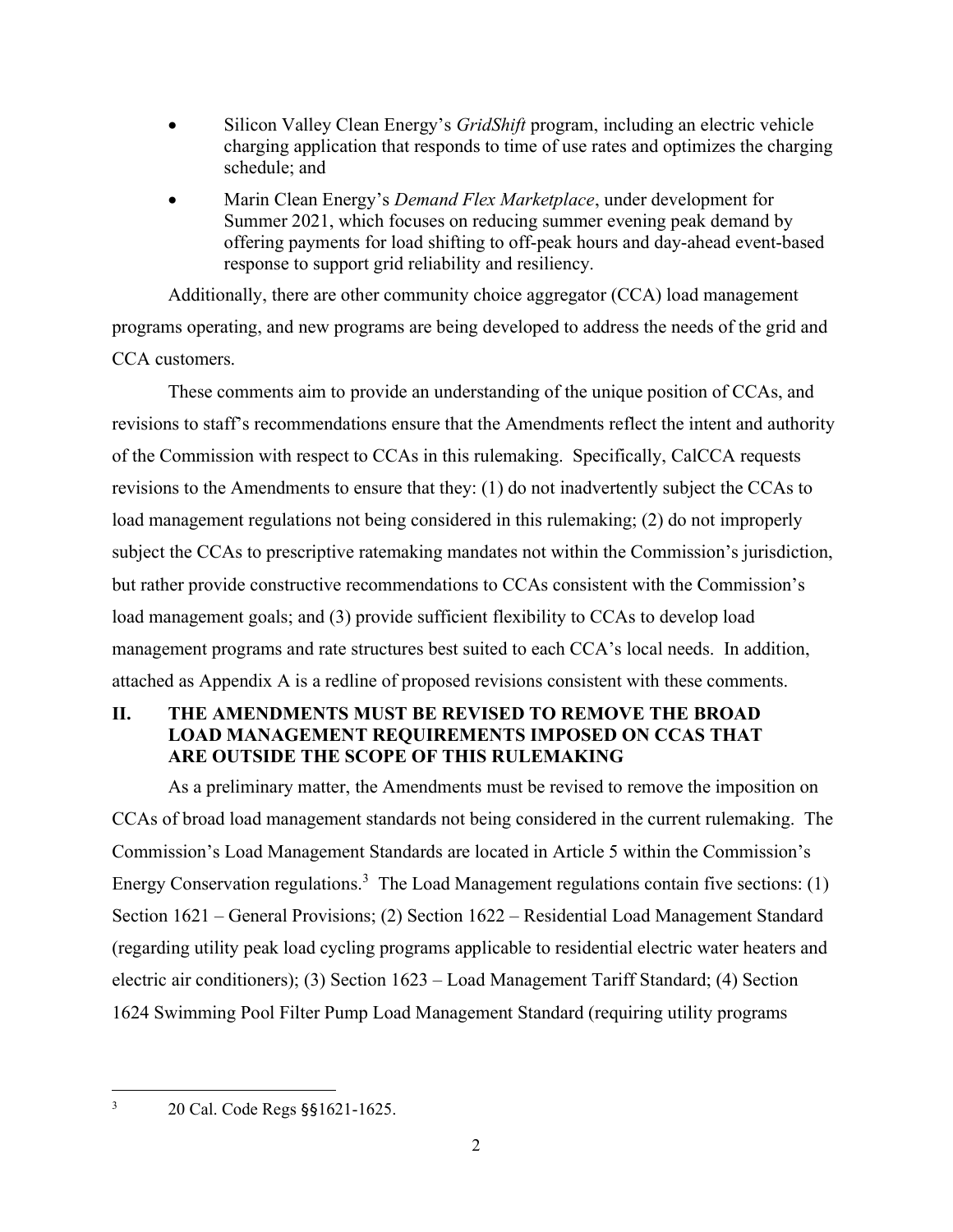- Silicon Valley Clean Energy's *GridShift* program, including an electric vehicle charging application that responds to time of use rates and optimizes the charging schedule; and
- Marin Clean Energy's *Demand Flex Marketplace*, under development for Summer 2021, which focuses on reducing summer evening peak demand by offering payments for load shifting to off-peak hours and day-ahead event-based response to support grid reliability and resiliency.

Additionally, there are other community choice aggregator (CCA) load management programs operating, and new programs are being developed to address the needs of the grid and CCA customers.

These comments aim to provide an understanding of the unique position of CCAs, and revisions to staff's recommendations ensure that the Amendments reflect the intent and authority of the Commission with respect to CCAs in this rulemaking. Specifically, CalCCA requests revisions to the Amendments to ensure that they: (1) do not inadvertently subject the CCAs to load management regulations not being considered in this rulemaking; (2) do not improperly subject the CCAs to prescriptive ratemaking mandates not within the Commission's jurisdiction, but rather provide constructive recommendations to CCAs consistent with the Commission's load management goals; and (3) provide sufficient flexibility to CCAs to develop load management programs and rate structures best suited to each CCA's local needs. In addition, attached as Appendix A is a redline of proposed revisions consistent with these comments.

## II. THE AMENDMENTS MUST BE REVISED TO REMOVE THE BROAD LOAD MANAGEMENT REQUIREMENTS IMPOSED ON CCAS THAT ARE OUTSIDE THE SCOPE OF THIS RULEMAKING

As a preliminary matter, the Amendments must be revised to remove the imposition on CCAs of broad load management standards not being considered in the current rulemaking. The Commission's Load Management Standards are located in Article 5 within the Commission's Energy Conservation regulations.[3] The Load Management regulations contain five sections: (1) Section 1621 – General Provisions; (2) Section 1622 – Residential Load Management Standard (regarding utility peak load cycling programs applicable to residential electric water heaters and electric air conditioners); (3) Section 1623 – Load Management Tariff Standard; (4) Section 1624 Swimming Pool Filter Pump Load Management Standard (requiring utility programs

[3] 20 Cal. Code Regs §§1621-1625.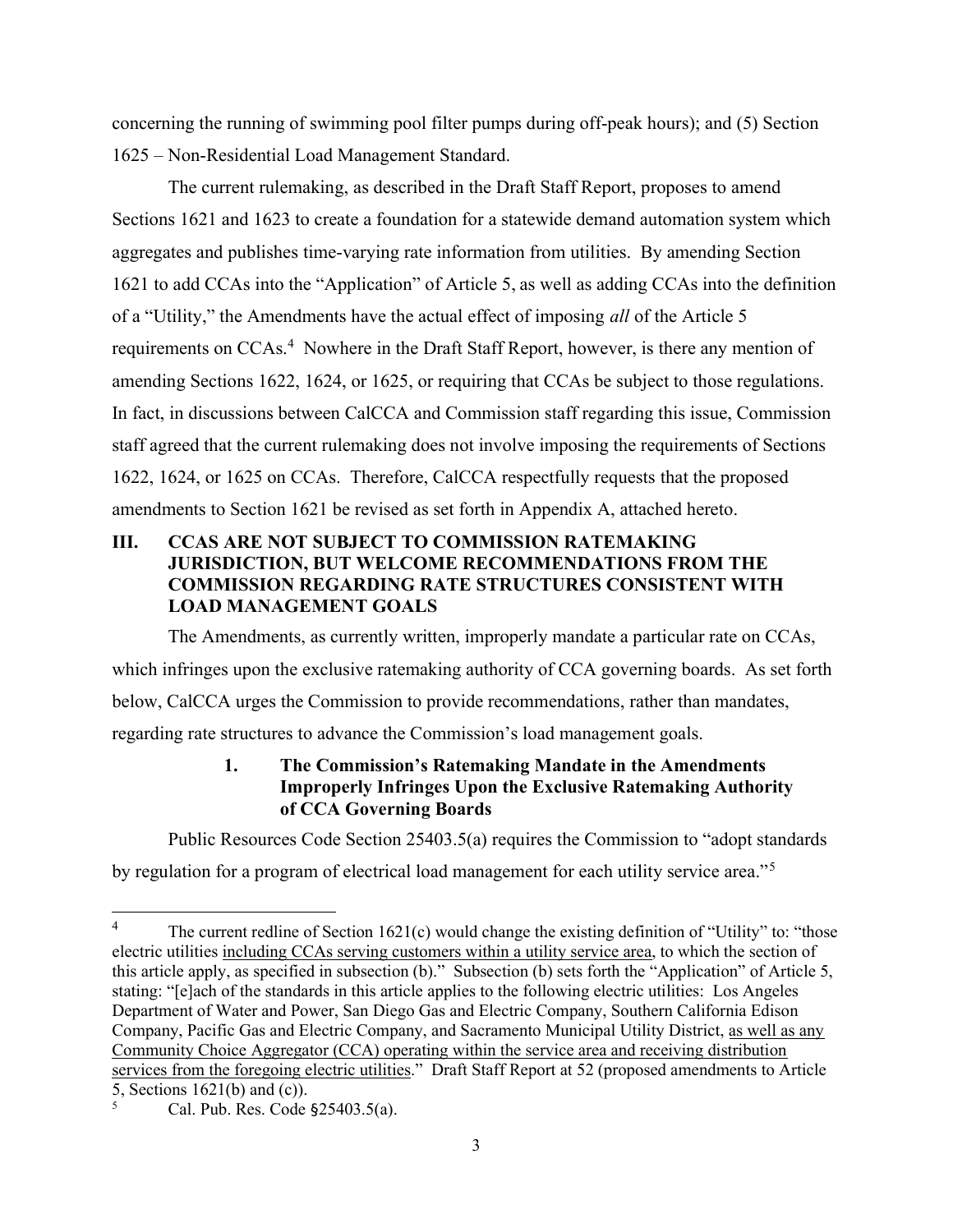concerning the running of swimming pool filter pumps during off-peak hours); and (5) Section 1625 – Non-Residential Load Management Standard.

The current rulemaking, as described in the Draft Staff Report, proposes to amend Sections 1621 and 1623 to create a foundation for a statewide demand automation system which aggregates and publishes time-varying rate information from utilities. By amending Section 1621 to add CCAs into the "Application" of Article 5, as well as adding CCAs into the definition of a "Utility," the Amendments have the actual effect of imposing *all* of the Article 5 requirements on CCAs.[4] Nowhere in the Draft Staff Report, however, is there any mention of amending Sections 1622, 1624, or 1625, or requiring that CCAs be subject to those regulations. In fact, in discussions between CalCCA and Commission staff regarding this issue, Commission staff agreed that the current rulemaking does not involve imposing the requirements of Sections 1622, 1624, or 1625 on CCAs. Therefore, CalCCA respectfully requests that the proposed amendments to Section 1621 be revised as set forth in Appendix A, attached hereto.

## III. CCAS ARE NOT SUBJECT TO COMMISSION RATEMAKING JURISDICTION, BUT WELCOME RECOMMENDATIONS FROM THE COMMISSION REGARDING RATE STRUCTURES CONSISTENT WITH LOAD MANAGEMENT GOALS

The Amendments, as currently written, improperly mandate a particular rate on CCAs, which infringes upon the exclusive ratemaking authority of CCA governing boards. As set forth below, CalCCA urges the Commission to provide recommendations, rather than mandates, regarding rate structures to advance the Commission's load management goals.

### 1. The Commission's Ratemaking Mandate in the Amendments Improperly Infringes Upon the Exclusive Ratemaking Authority of CCA Governing Boards

Public Resources Code Section 25403.5(a) requires the Commission to "adopt standards by regulation for a program of electrical load management for each utility service area."[5]

---

[4] The current redline of Section 1621(c) would change the existing definition of "Utility" to: "those electric utilities <u>including CCAs serving customers within a utility service area</u>, to which the section of this article apply, as specified in subsection (b)." Subsection (b) sets forth the "Application" of Article 5, stating: "[e]ach of the standards in this article applies to the following electric utilities: Los Angeles Department of Water and Power, San Diego Gas and Electric Company, Southern California Edison Company, Pacific Gas and Electric Company, and Sacramento Municipal Utility District, <u>as well as any Community Choice Aggregator (CCA) operating within the service area and receiving distribution services from the foregoing electric utilities</u>." Draft Staff Report at 52 (proposed amendments to Article 5, Sections 1621(b) and (c)).

[5] Cal. Pub. Res. Code §25403.5(a).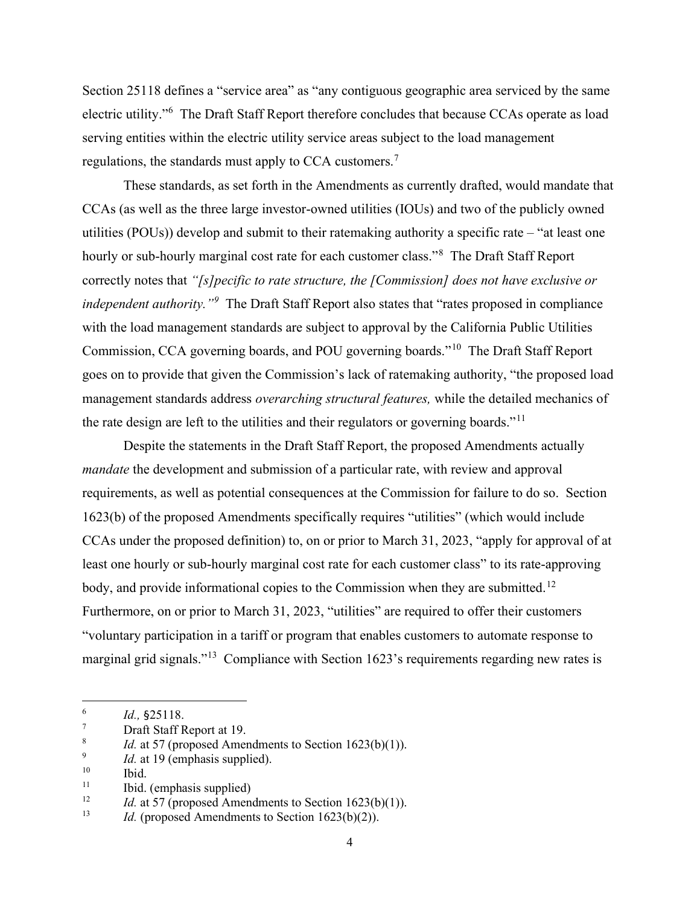Section 25118 defines a "service area" as "any contiguous geographic area serviced by the same electric utility."[6] The Draft Staff Report therefore concludes that because CCAs operate as load serving entities within the electric utility service areas subject to the load management regulations, the standards must apply to CCA customers.[7]

These standards, as set forth in the Amendments as currently drafted, would mandate that CCAs (as well as the three large investor-owned utilities (IOUs) and two of the publicly owned utilities (POUs)) develop and submit to their ratemaking authority a specific rate – "at least one hourly or sub-hourly marginal cost rate for each customer class."[8] The Draft Staff Report correctly notes that *"[s]pecific to rate structure, the [Commission] does not have exclusive or independent authority."*[9] The Draft Staff Report also states that "rates proposed in compliance with the load management standards are subject to approval by the California Public Utilities Commission, CCA governing boards, and POU governing boards."[10] The Draft Staff Report goes on to provide that given the Commission's lack of ratemaking authority, "the proposed load management standards address *overarching structural features,* while the detailed mechanics of the rate design are left to the utilities and their regulators or governing boards."[11]

Despite the statements in the Draft Staff Report, the proposed Amendments actually *mandate* the development and submission of a particular rate, with review and approval requirements, as well as potential consequences at the Commission for failure to do so. Section 1623(b) of the proposed Amendments specifically requires "utilities" (which would include CCAs under the proposed definition) to, on or prior to March 31, 2023, "apply for approval of at least one hourly or sub-hourly marginal cost rate for each customer class" to its rate-approving body, and provide informational copies to the Commission when they are submitted.[12] Furthermore, on or prior to March 31, 2023, "utilities" are required to offer their customers "voluntary participation in a tariff or program that enables customers to automate response to marginal grid signals."[13] Compliance with Section 1623's requirements regarding new rates is

---

[6] *Id.,* §25118.

[7] Draft Staff Report at 19.

[8] *Id.* at 57 (proposed Amendments to Section 1623(b)(1)).

[9] *Id.* at 19 (emphasis supplied).

[10] Ibid.

[11] Ibid. (emphasis supplied)

[12] *Id.* at 57 (proposed Amendments to Section 1623(b)(1)).

[13] *Id.* (proposed Amendments to Section 1623(b)(2)).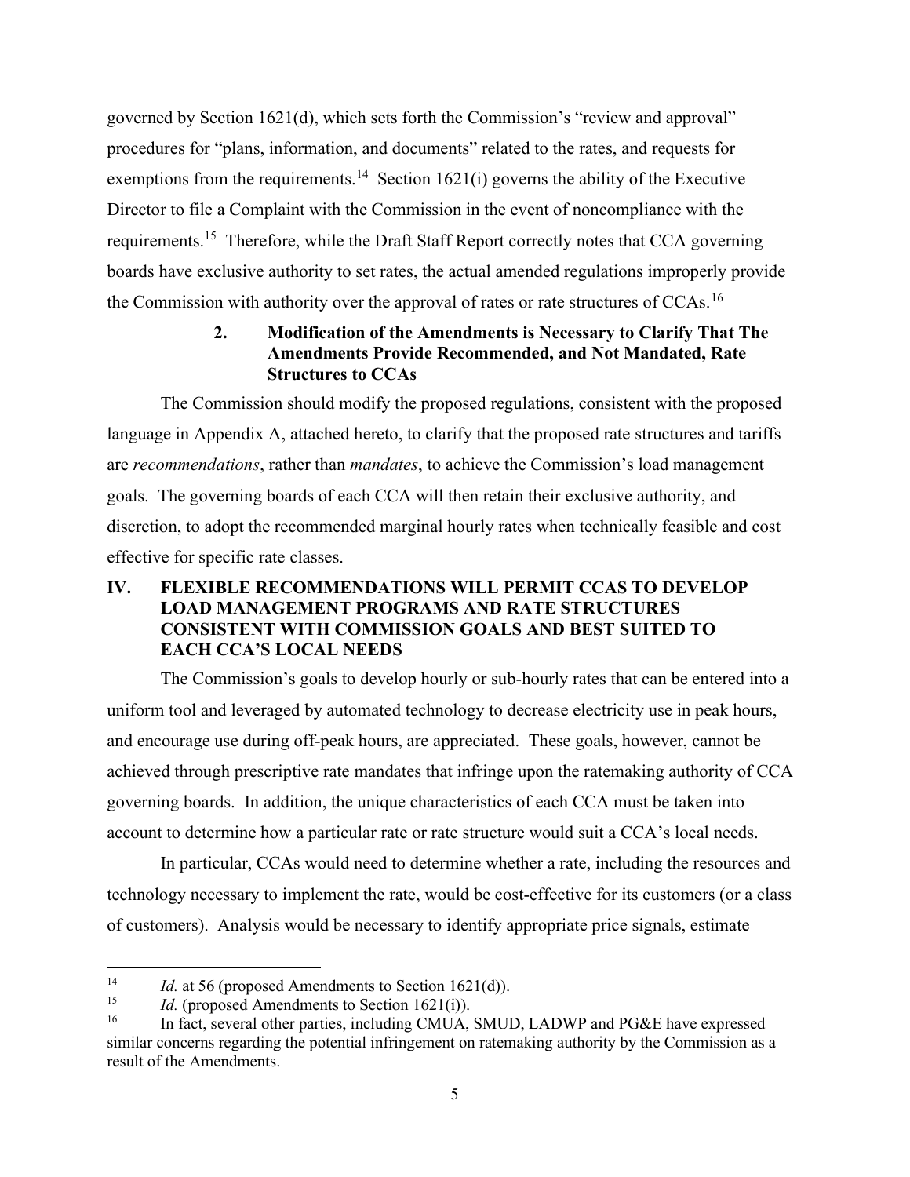governed by Section 1621(d), which sets forth the Commission's "review and approval" procedures for "plans, information, and documents" related to the rates, and requests for exemptions from the requirements.[14] Section 1621(i) governs the ability of the Executive Director to file a Complaint with the Commission in the event of noncompliance with the requirements.[15] Therefore, while the Draft Staff Report correctly notes that CCA governing boards have exclusive authority to set rates, the actual amended regulations improperly provide the Commission with authority over the approval of rates or rate structures of CCAs.[16]

### 2. Modification of the Amendments is Necessary to Clarify That The Amendments Provide Recommended, and Not Mandated, Rate Structures to CCAs

The Commission should modify the proposed regulations, consistent with the proposed language in Appendix A, attached hereto, to clarify that the proposed rate structures and tariffs are *recommendations*, rather than *mandates*, to achieve the Commission's load management goals. The governing boards of each CCA will then retain their exclusive authority, and discretion, to adopt the recommended marginal hourly rates when technically feasible and cost effective for specific rate classes.

## IV. FLEXIBLE RECOMMENDATIONS WILL PERMIT CCAS TO DEVELOP LOAD MANAGEMENT PROGRAMS AND RATE STRUCTURES CONSISTENT WITH COMMISSION GOALS AND BEST SUITED TO EACH CCA'S LOCAL NEEDS

The Commission's goals to develop hourly or sub-hourly rates that can be entered into a uniform tool and leveraged by automated technology to decrease electricity use in peak hours, and encourage use during off-peak hours, are appreciated. These goals, however, cannot be achieved through prescriptive rate mandates that infringe upon the ratemaking authority of CCA governing boards. In addition, the unique characteristics of each CCA must be taken into account to determine how a particular rate or rate structure would suit a CCA's local needs.

In particular, CCAs would need to determine whether a rate, including the resources and technology necessary to implement the rate, would be cost-effective for its customers (or a class of customers). Analysis would be necessary to identify appropriate price signals, estimate

---

[14] *Id.* at 56 (proposed Amendments to Section 1621(d)).

[15] *Id.* (proposed Amendments to Section 1621(i)).

[16] In fact, several other parties, including CMUA, SMUD, LADWP and PG&E have expressed similar concerns regarding the potential infringement on ratemaking authority by the Commission as a result of the Amendments.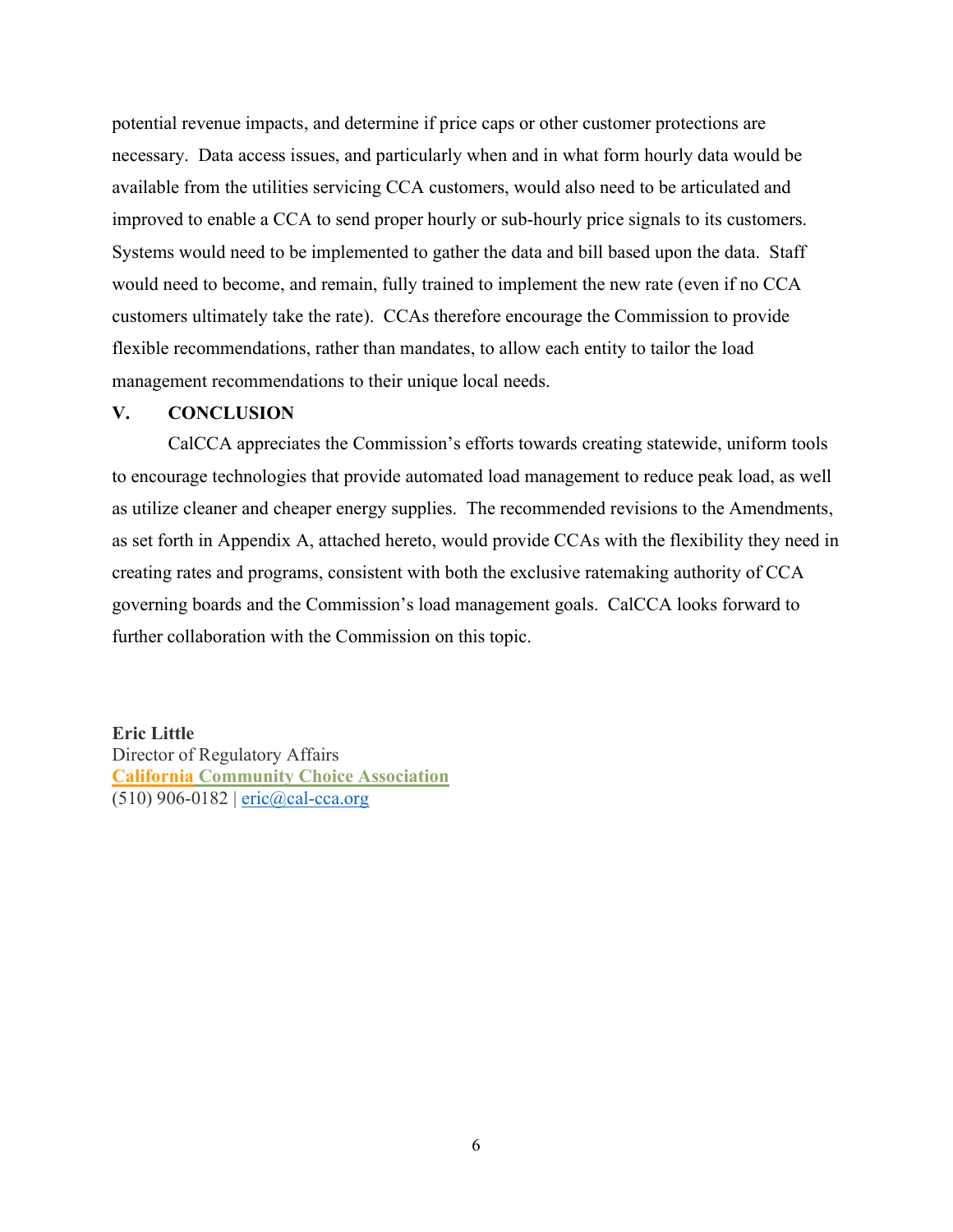potential revenue impacts, and determine if price caps or other customer protections are necessary. Data access issues, and particularly when and in what form hourly data would be available from the utilities servicing CCA customers, would also need to be articulated and improved to enable a CCA to send proper hourly or sub-hourly price signals to its customers. Systems would need to be implemented to gather the data and bill based upon the data. Staff would need to become, and remain, fully trained to implement the new rate (even if no CCA customers ultimately take the rate). CCAs therefore encourage the Commission to provide flexible recommendations, rather than mandates, to allow each entity to tailor the load management recommendations to their unique local needs.

## V. CONCLUSION

CalCCA appreciates the Commission's efforts towards creating statewide, uniform tools to encourage technologies that provide automated load management to reduce peak load, as well as utilize cleaner and cheaper energy supplies. The recommended revisions to the Amendments, as set forth in Appendix A, attached hereto, would provide CCAs with the flexibility they need in creating rates and programs, consistent with both the exclusive ratemaking authority of CCA governing boards and the Commission's load management goals. CalCCA looks forward to further collaboration with the Commission on this topic.

**Eric Little**
Director of Regulatory Affairs
**California Community Choice Association**
(510) 906-0182 | eric@cal-cca.org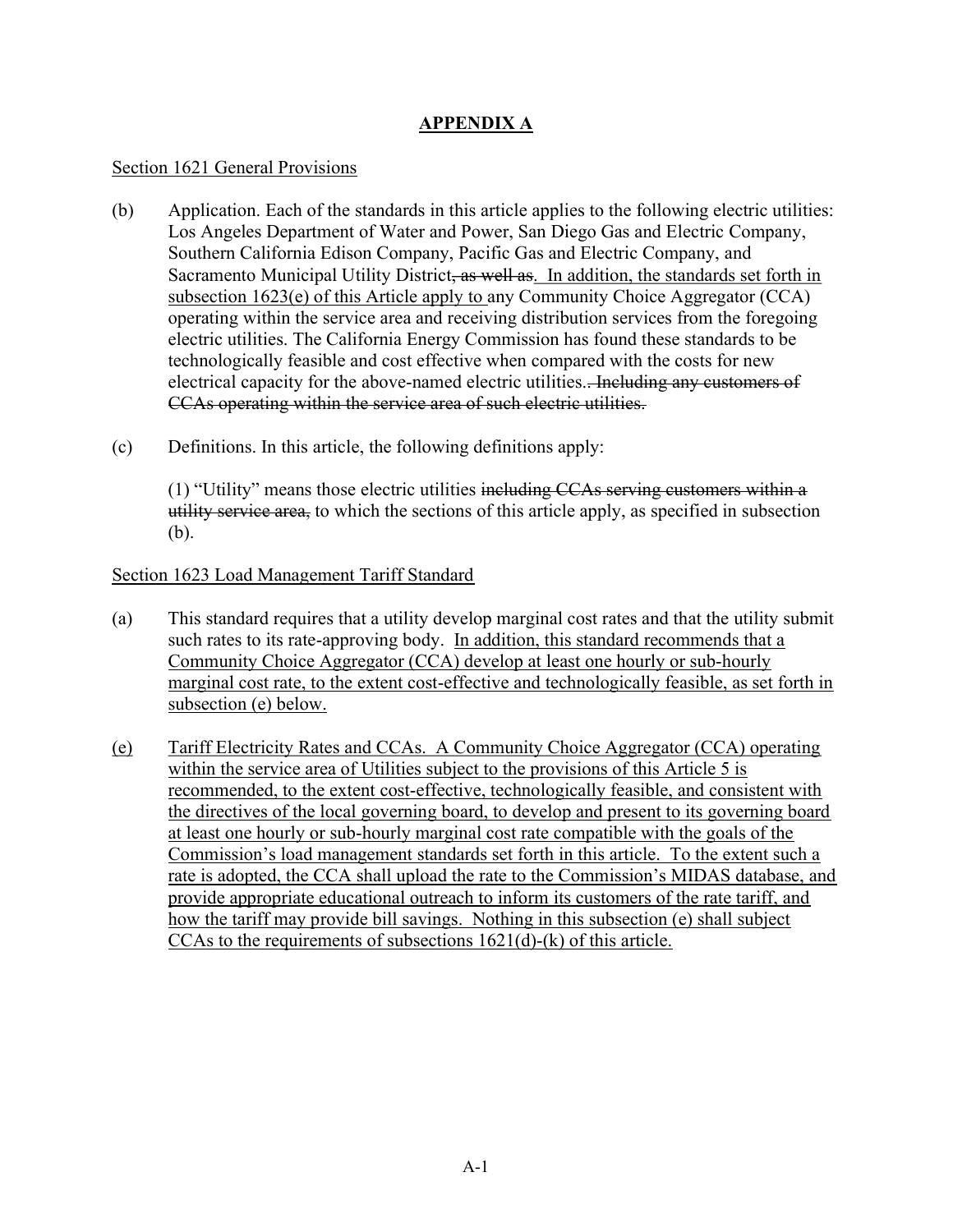# APPENDIX A

## Section 1621 General Provisions

(b) Application. Each of the standards in this article applies to the following electric utilities: Los Angeles Department of Water and Power, San Diego Gas and Electric Company, Southern California Edison Company, Pacific Gas and Electric Company, and Sacramento Municipal Utility District~~, as well as~~<u>. In addition, the standards set forth in subsection 1623(e) of this Article apply to </u>any Community Choice Aggregator (CCA) operating within the service area and receiving distribution services from the foregoing electric utilities. The California Energy Commission has found these standards to be technologically feasible and cost effective when compared with the costs for new electrical capacity for the above-named electric utilities.~~. Including any customers of CCAs operating within the service area of such electric utilities.~~

(c) Definitions. In this article, the following definitions apply:

(1) "Utility" means those electric utilities ~~including CCAs serving customers within a utility service area,~~ to which the sections of this article apply, as specified in subsection (b).

## Section 1623 Load Management Tariff Standard

(a) This standard requires that a utility develop marginal cost rates and that the utility submit such rates to its rate-approving body. <u>In addition, this standard recommends that a Community Choice Aggregator (CCA) develop at least one hourly or sub-hourly marginal cost rate, to the extent cost-effective and technologically feasible, as set forth in subsection (e) below.</u>

<u>(e) Tariff Electricity Rates and CCAs. A Community Choice Aggregator (CCA) operating within the service area of Utilities subject to the provisions of this Article 5 is recommended, to the extent cost-effective, technologically feasible, and consistent with the directives of the local governing board, to develop and present to its governing board at least one hourly or sub-hourly marginal cost rate compatible with the goals of the Commission's load management standards set forth in this article. To the extent such a rate is adopted, the CCA shall upload the rate to the Commission's MIDAS database, and provide appropriate educational outreach to inform its customers of the rate tariff, and how the tariff may provide bill savings. Nothing in this subsection (e) shall subject CCAs to the requirements of subsections 1621(d)-(k) of this article.</u>